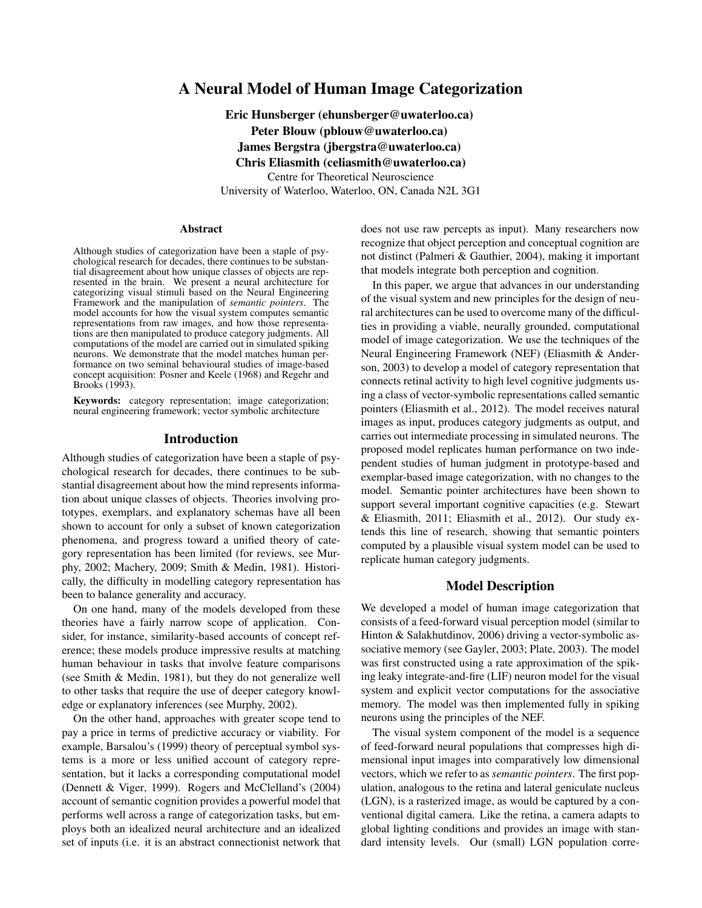# A Neural Model of Human Image Categorization

**Eric Hunsberger (ehunsberger@uwaterloo.ca)**
**Peter Blouw (pblouw@uwaterloo.ca)**
**James Bergstra (jbergstra@uwaterloo.ca)**
**Chris Eliasmith (celiasmith@uwaterloo.ca)**
Centre for Theoretical Neuroscience
University of Waterloo, Waterloo, ON, Canada N2L 3G1

## Abstract

Although studies of categorization have been a staple of psychological research for decades, there continues to be substantial disagreement about how unique classes of objects are represented in the brain. We present a neural architecture for categorizing visual stimuli based on the Neural Engineering Framework and the manipulation of *semantic pointers*. The model accounts for how the visual system computes semantic representations from raw images, and how those representations are then manipulated to produce category judgments. All computations of the model are carried out in simulated spiking neurons. We demonstrate that the model matches human performance on two seminal behavioural studies of image-based concept acquisition: Posner and Keele (1968) and Regehr and Brooks (1993).

**Keywords:** category representation; image categorization; neural engineering framework; vector symbolic architecture

## Introduction

Although studies of categorization have been a staple of psychological research for decades, there continues to be substantial disagreement about how the mind represents information about unique classes of objects. Theories involving prototypes, exemplars, and explanatory schemas have all been shown to account for only a subset of known categorization phenomena, and progress toward a unified theory of category representation has been limited (for reviews, see Murphy, 2002; Machery, 2009; Smith & Medin, 1981). Historically, the difficulty in modelling category representation has been to balance generality and accuracy.

On one hand, many of the models developed from these theories have a fairly narrow scope of application. Consider, for instance, similarity-based accounts of concept reference; these models produce impressive results at matching human behaviour in tasks that involve feature comparisons (see Smith & Medin, 1981), but they do not generalize well to other tasks that require the use of deeper category knowledge or explanatory inferences (see Murphy, 2002).

On the other hand, approaches with greater scope tend to pay a price in terms of predictive accuracy or viability. For example, Barsalou's (1999) theory of perceptual symbol systems is a more or less unified account of category representation, but it lacks a corresponding computational model (Dennett & Viger, 1999). Rogers and McClelland's (2004) account of semantic cognition provides a powerful model that performs well across a range of categorization tasks, but employs both an idealized neural architecture and an idealized set of inputs (i.e. it is an abstract connectionist network that does not use raw percepts as input). Many researchers now recognize that object perception and conceptual cognition are not distinct (Palmeri & Gauthier, 2004), making it important that models integrate both perception and cognition.

In this paper, we argue that advances in our understanding of the visual system and new principles for the design of neural architectures can be used to overcome many of the difficulties in providing a viable, neurally grounded, computational model of image categorization. We use the techniques of the Neural Engineering Framework (NEF) (Eliasmith & Anderson, 2003) to develop a model of category representation that connects retinal activity to high level cognitive judgments using a class of vector-symbolic representations called semantic pointers (Eliasmith et al., 2012). The model receives natural images as input, produces category judgments as output, and carries out intermediate processing in simulated neurons. The proposed model replicates human performance on two independent studies of human judgment in prototype-based and exemplar-based image categorization, with no changes to the model. Semantic pointer architectures have been shown to support several important cognitive capacities (e.g. Stewart & Eliasmith, 2011; Eliasmith et al., 2012). Our study extends this line of research, showing that semantic pointers computed by a plausible visual system model can be used to replicate human category judgments.

## Model Description

We developed a model of human image categorization that consists of a feed-forward visual perception model (similar to Hinton & Salakhutdinov, 2006) driving a vector-symbolic associative memory (see Gayler, 2003; Plate, 2003). The model was first constructed using a rate approximation of the spiking leaky integrate-and-fire (LIF) neuron model for the visual system and explicit vector computations for the associative memory. The model was then implemented fully in spiking neurons using the principles of the NEF.

The visual system component of the model is a sequence of feed-forward neural populations that compresses high dimensional input images into comparatively low dimensional vectors, which we refer to as *semantic pointers*. The first population, analogous to the retina and lateral geniculate nucleus (LGN), is a rasterized image, as would be captured by a conventional digital camera. Like the retina, a camera adapts to global lighting conditions and provides an image with standard intensity levels. Our (small) LGN population corre-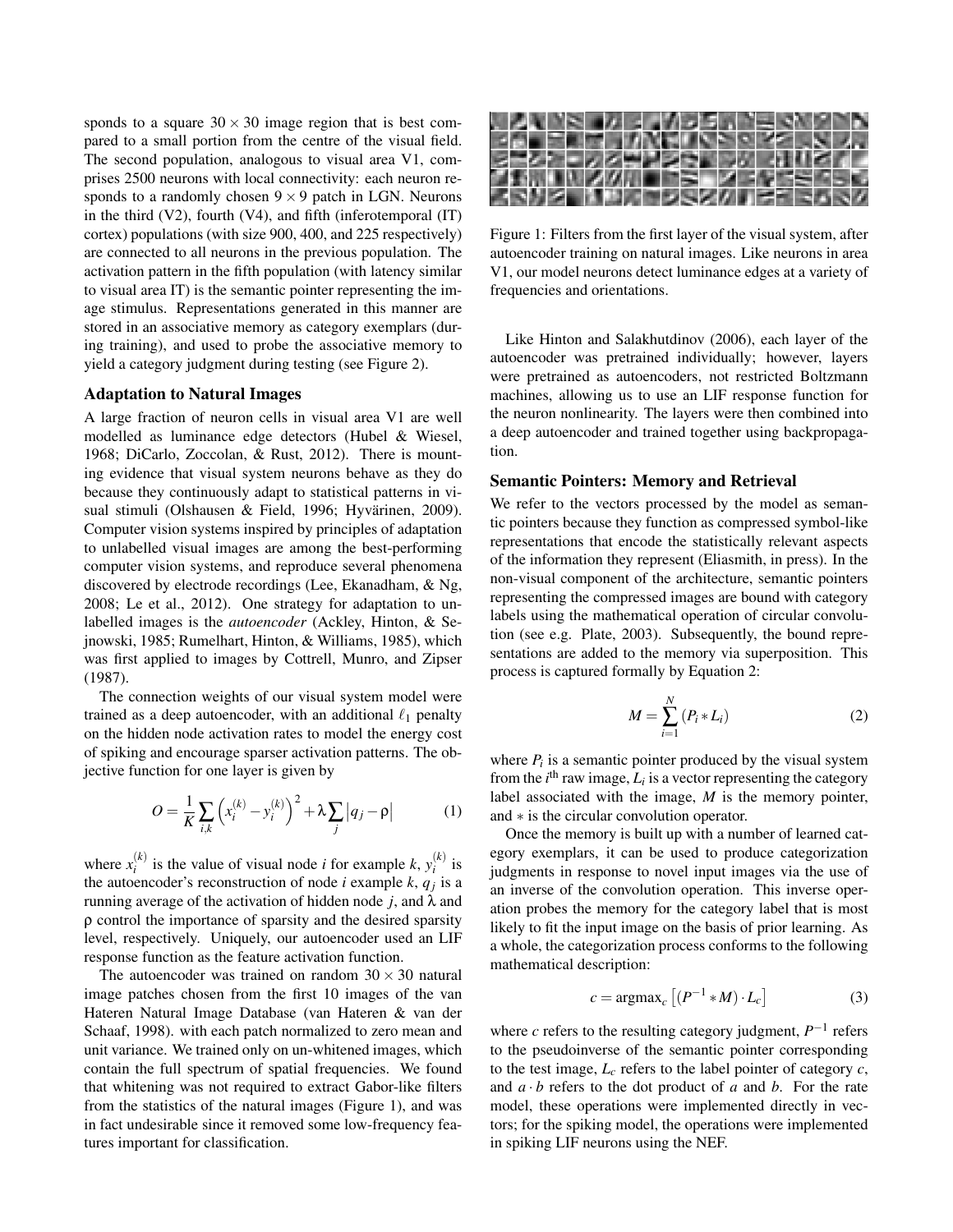sponds to a square $30 \times 30$ image region that is best compared to a small portion from the centre of the visual field. The second population, analogous to visual area V1, comprises 2500 neurons with local connectivity: each neuron responds to a randomly chosen $9 \times 9$ patch in LGN. Neurons in the third (V2), fourth (V4), and fifth (inferotemporal (IT) cortex) populations (with size 900, 400, and 225 respectively) are connected to all neurons in the previous population. The activation pattern in the fifth population (with latency similar to visual area IT) is the semantic pointer representing the image stimulus. Representations generated in this manner are stored in an associative memory as category exemplars (during training), and used to probe the associative memory to yield a category judgment during testing (see Figure 2).

### Adaptation to Natural Images

A large fraction of neuron cells in visual area V1 are well modelled as luminance edge detectors (Hubel & Wiesel, 1968; DiCarlo, Zoccolan, & Rust, 2012). There is mounting evidence that visual system neurons behave as they do because they continuously adapt to statistical patterns in visual stimuli (Olshausen & Field, 1996; Hyvärinen, 2009). Computer vision systems inspired by principles of adaptation to unlabelled visual images are among the best-performing computer vision systems, and reproduce several phenomena discovered by electrode recordings (Lee, Ekanadham, & Ng, 2008; Le et al., 2012). One strategy for adaptation to unlabelled images is the *autoencoder* (Ackley, Hinton, & Sejnowski, 1985; Rumelhart, Hinton, & Williams, 1985), which was first applied to images by Cottrell, Munro, and Zipser (1987).

The connection weights of our visual system model were trained as a deep autoencoder, with an additional $\ell_1$ penalty on the hidden node activation rates to model the energy cost of spiking and encourage sparser activation patterns. The objective function for one layer is given by

$$O = \frac{1}{K} \sum_{i,k} \left( x_i^{(k)} - y_i^{(k)} \right)^2 + \lambda \sum_j \left| q_j - \rho \right| \tag{1}$$

where $x_i^{(k)}$ is the value of visual node $i$ for example $k$, $y_i^{(k)}$ is the autoencoder's reconstruction of node $i$ example $k$, $q_j$ is a running average of the activation of hidden node $j$, and $\lambda$ and $\rho$ control the importance of sparsity and the desired sparsity level, respectively. Uniquely, our autoencoder used an LIF response function as the feature activation function.

The autoencoder was trained on random $30 \times 30$ natural image patches chosen from the first 10 images of the van Hateren Natural Image Database (van Hateren & van der Schaaf, 1998). with each patch normalized to zero mean and unit variance. We trained only on un-whitened images, which contain the full spectrum of spatial frequencies. We found that whitening was not required to extract Gabor-like filters from the statistics of the natural images (Figure 1), and was in fact undesirable since it removed some low-frequency features important for classification.

Figure 1: Filters from the first layer of the visual system, after autoencoder training on natural images. Like neurons in area V1, our model neurons detect luminance edges at a variety of frequencies and orientations.

Like Hinton and Salakhutdinov (2006), each layer of the autoencoder was pretrained individually; however, layers were pretrained as autoencoders, not restricted Boltzmann machines, allowing us to use an LIF response function for the neuron nonlinearity. The layers were then combined into a deep autoencoder and trained together using backpropagation.

### Semantic Pointers: Memory and Retrieval

We refer to the vectors processed by the model as semantic pointers because they function as compressed symbol-like representations that encode the statistically relevant aspects of the information they represent (Eliasmith, in press). In the non-visual component of the architecture, semantic pointers representing the compressed images are bound with category labels using the mathematical operation of circular convolution (see e.g. Plate, 2003). Subsequently, the bound representations are added to the memory via superposition. This process is captured formally by Equation 2:

$$M = \sum_{i=1}^{N} (P_i * L_i) \tag{2}$$

where $P_i$ is a semantic pointer produced by the visual system from the $i^{\text{th}}$ raw image, $L_i$ is a vector representing the category label associated with the image, $M$ is the memory pointer, and $*$ is the circular convolution operator.

Once the memory is built up with a number of learned category exemplars, it can be used to produce categorization judgments in response to novel input images via the use of an inverse of the convolution operation. This inverse operation probes the memory for the category label that is most likely to fit the input image on the basis of prior learning. As a whole, the categorization process conforms to the following mathematical description:

$$c = \text{argmax}_c \left[ (P^{-1} * M) \cdot L_c \right] \tag{3}$$

where $c$ refers to the resulting category judgment, $P^{-1}$ refers to the pseudoinverse of the semantic pointer corresponding to the test image, $L_c$ refers to the label pointer of category $c$, and $a \cdot b$ refers to the dot product of $a$ and $b$. For the rate model, these operations were implemented directly in vectors; for the spiking model, the operations were implemented in spiking LIF neurons using the NEF.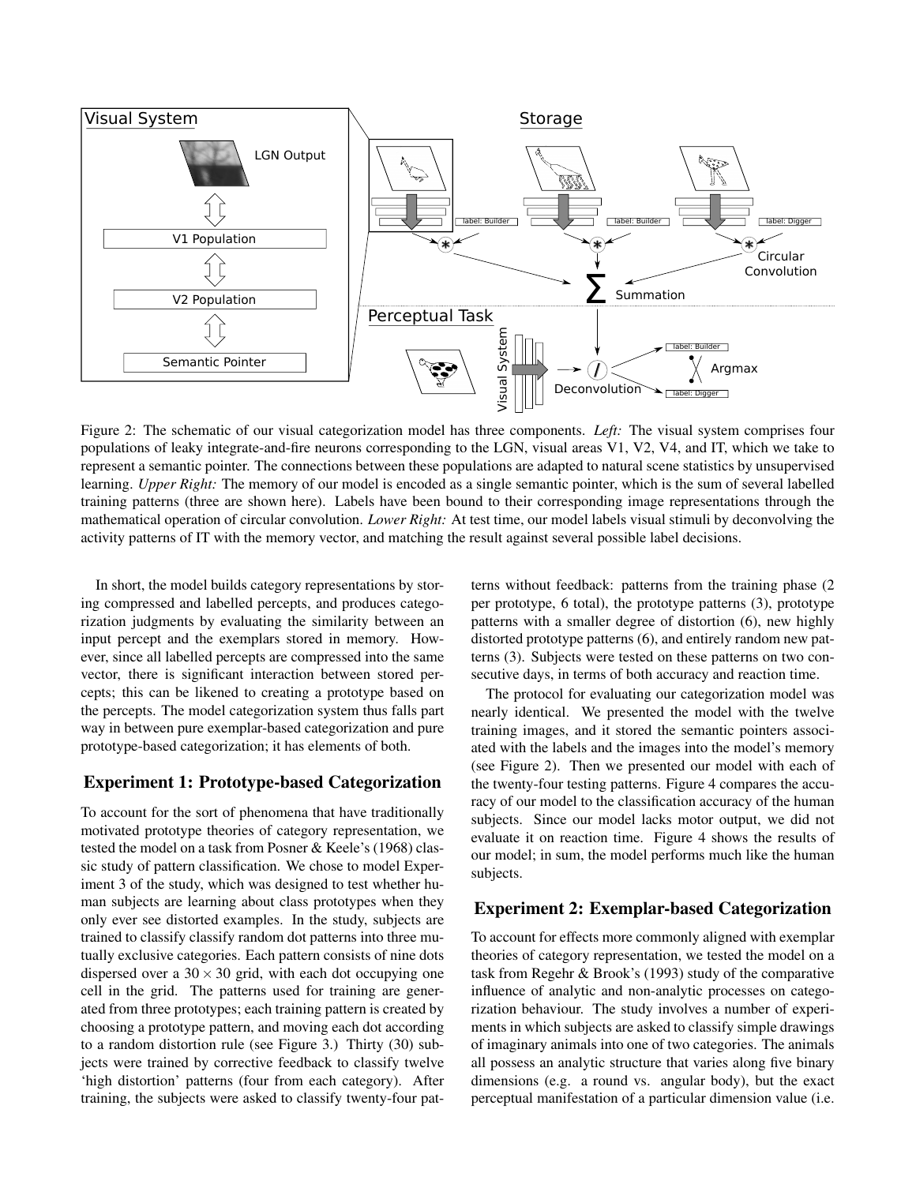Figure 2: The schematic of our visual categorization model has three components. *Left:* The visual system comprises four populations of leaky integrate-and-fire neurons corresponding to the LGN, visual areas V1, V2, V4, and IT, which we take to represent a semantic pointer. The connections between these populations are adapted to natural scene statistics by unsupervised learning. *Upper Right:* The memory of our model is encoded as a single semantic pointer, which is the sum of several labelled training patterns (three are shown here). Labels have been bound to their corresponding image representations through the mathematical operation of circular convolution. *Lower Right:* At test time, our model labels visual stimuli by deconvolving the activity patterns of IT with the memory vector, and matching the result against several possible label decisions.

In short, the model builds category representations by storing compressed and labelled percepts, and produces categorization judgments by evaluating the similarity between an input percept and the exemplars stored in memory. However, since all labelled percepts are compressed into the same vector, there is significant interaction between stored percepts; this can be likened to creating a prototype based on the percepts. The model categorization system thus falls part way in between pure exemplar-based categorization and pure prototype-based categorization; it has elements of both.

## Experiment 1: Prototype-based Categorization

To account for the sort of phenomena that have traditionally motivated prototype theories of category representation, we tested the model on a task from Posner & Keele's (1968) classic study of pattern classification. We chose to model Experiment 3 of the study, which was designed to test whether human subjects are learning about class prototypes when they only ever see distorted examples. In the study, subjects are trained to classify classify random dot patterns into three mutually exclusive categories. Each pattern consists of nine dots dispersed over a $30 \times 30$ grid, with each dot occupying one cell in the grid. The patterns used for training are generated from three prototypes; each training pattern is created by choosing a prototype pattern, and moving each dot according to a random distortion rule (see Figure 3.) Thirty (30) subjects were trained by corrective feedback to classify twelve 'high distortion' patterns (four from each category). After training, the subjects were asked to classify twenty-four patterns without feedback: patterns from the training phase (2 per prototype, 6 total), the prototype patterns (3), prototype patterns with a smaller degree of distortion (6), new highly distorted prototype patterns (6), and entirely random new patterns (3). Subjects were tested on these patterns on two consecutive days, in terms of both accuracy and reaction time.

The protocol for evaluating our categorization model was nearly identical. We presented the model with the twelve training images, and it stored the semantic pointers associated with the labels and the images into the model's memory (see Figure 2). Then we presented our model with each of the twenty-four testing patterns. Figure 4 compares the accuracy of our model to the classification accuracy of the human subjects. Since our model lacks motor output, we did not evaluate it on reaction time. Figure 4 shows the results of our model; in sum, the model performs much like the human subjects.

## Experiment 2: Exemplar-based Categorization

To account for effects more commonly aligned with exemplar theories of category representation, we tested the model on a task from Regehr & Brook's (1993) study of the comparative influence of analytic and non-analytic processes on categorization behaviour. The study involves a number of experiments in which subjects are asked to classify simple drawings of imaginary animals into one of two categories. The animals all possess an analytic structure that varies along five binary dimensions (e.g. a round vs. angular body), but the exact perceptual manifestation of a particular dimension value (i.e.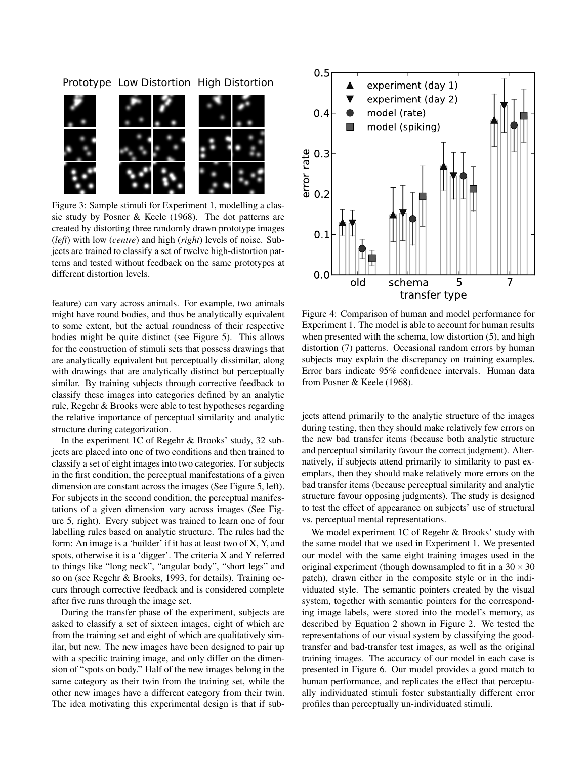Figure 3: Sample stimuli for Experiment 1, modelling a classic study by Posner & Keele (1968). The dot patterns are created by distorting three randomly drawn prototype images (*left*) with low (*centre*) and high (*right*) levels of noise. Subjects are trained to classify a set of twelve high-distortion patterns and tested without feedback on the same prototypes at different distortion levels.

feature) can vary across animals. For example, two animals might have round bodies, and thus be analytically equivalent to some extent, but the actual roundness of their respective bodies might be quite distinct (see Figure 5). This allows for the construction of stimuli sets that possess drawings that are analytically equivalent but perceptually dissimilar, along with drawings that are analytically distinct but perceptually similar. By training subjects through corrective feedback to classify these images into categories defined by an analytic rule, Regehr & Brooks were able to test hypotheses regarding the relative importance of perceptual similarity and analytic structure during categorization.

In the experiment 1C of Regehr & Brooks' study, 32 subjects are placed into one of two conditions and then trained to classify a set of eight images into two categories. For subjects in the first condition, the perceptual manifestations of a given dimension are constant across the images (See Figure 5, left). For subjects in the second condition, the perceptual manifestations of a given dimension vary across images (See Figure 5, right). Every subject was trained to learn one of four labelling rules based on analytic structure. The rules had the form: An image is a 'builder' if it has at least two of X, Y, and spots, otherwise it is a 'digger'. The criteria X and Y referred to things like "long neck", "angular body", "short legs" and so on (see Regehr & Brooks, 1993, for details). Training occurs through corrective feedback and is considered complete after five runs through the image set.

During the transfer phase of the experiment, subjects are asked to classify a set of sixteen images, eight of which are from the training set and eight of which are qualitatively similar, but new. The new images have been designed to pair up with a specific training image, and only differ on the dimension of "spots on body." Half of the new images belong in the same category as their twin from the training set, while the other new images have a different category from their twin. The idea motivating this experimental design is that if subjects attend primarily to the analytic structure of the images during testing, then they should make relatively few errors on the new bad transfer items (because both analytic structure and perceptual similarity favour the correct judgment). Alternatively, if subjects attend primarily to similarity to past exemplars, then they should make relatively more errors on the bad transfer items (because perceptual similarity and analytic structure favour opposing judgments). The study is designed to test the effect of appearance on subjects' use of structural vs. perceptual mental representations.

We model experiment 1C of Regehr & Brooks' study with the same model that we used in Experiment 1. We presented our model with the same eight training images used in the original experiment (though downsampled to fit in a $30 \times 30$ patch), drawn either in the composite style or in the individuated style. The semantic pointers created by the visual system, together with semantic pointers for the corresponding image labels, were stored into the model's memory, as described by Equation 2 shown in Figure 2. We tested the representations of our visual system by classifying the good-transfer and bad-transfer test images, as well as the original training images. The accuracy of our model in each case is presented in Figure 6. Our model provides a good match to human performance, and replicates the effect that perceptually individuated stimuli foster substantially different error profiles than perceptually un-individuated stimuli.

Figure 4: Comparison of human and model performance for Experiment 1. The model is able to account for human results when presented with the schema, low distortion (5), and high distortion (7) patterns. Occasional random errors by human subjects may explain the discrepancy on training examples. Error bars indicate 95% confidence intervals. Human data from Posner & Keele (1968).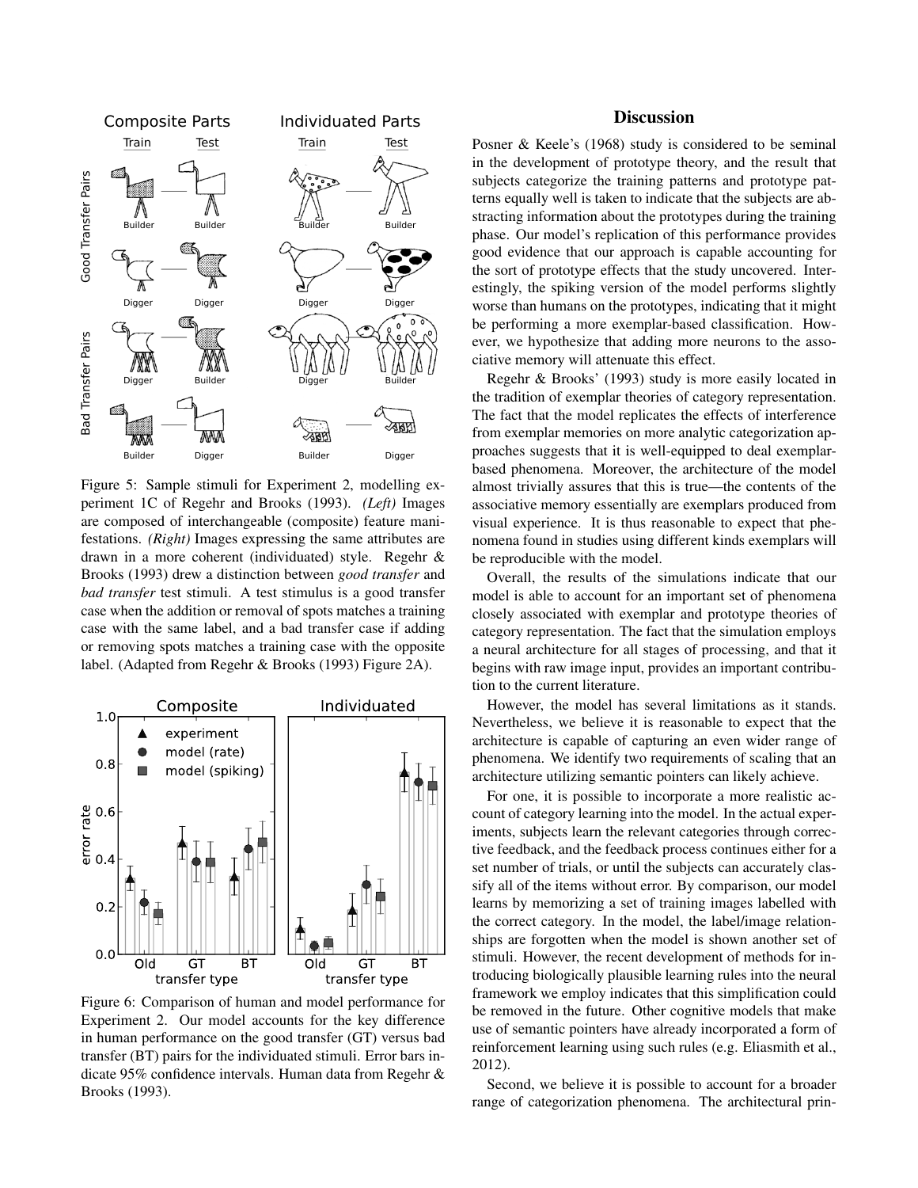Figure 5: Sample stimuli for Experiment 2, modelling experiment 1C of Regehr and Brooks (1993). *(Left)* Images are composed of interchangeable (composite) feature manifestations. *(Right)* Images expressing the same attributes are drawn in a more coherent (individuated) style. Regehr & Brooks (1993) drew a distinction between *good transfer* and *bad transfer* test stimuli. A test stimulus is a good transfer case when the addition or removal of spots matches a training case with the same label, and a bad transfer case if adding or removing spots matches a training case with the opposite label. (Adapted from Regehr & Brooks (1993) Figure 2A).

Figure 6: Comparison of human and model performance for Experiment 2. Our model accounts for the key difference in human performance on the good transfer (GT) versus bad transfer (BT) pairs for the individuated stimuli. Error bars indicate 95% confidence intervals. Human data from Regehr & Brooks (1993).

## Discussion

Posner & Keele's (1968) study is considered to be seminal in the development of prototype theory, and the result that subjects categorize the training patterns and prototype patterns equally well is taken to indicate that the subjects are abstracting information about the prototypes during the training phase. Our model's replication of this performance provides good evidence that our approach is capable accounting for the sort of prototype effects that the study uncovered. Interestingly, the spiking version of the model performs slightly worse than humans on the prototypes, indicating that it might be performing a more exemplar-based classification. However, we hypothesize that adding more neurons to the associative memory will attenuate this effect.

Regehr & Brooks' (1993) study is more easily located in the tradition of exemplar theories of category representation. The fact that the model replicates the effects of interference from exemplar memories on more analytic categorization approaches suggests that it is well-equipped to deal exemplar-based phenomena. Moreover, the architecture of the model almost trivially assures that this is true—the contents of the associative memory essentially are exemplars produced from visual experience. It is thus reasonable to expect that phenomena found in studies using different kinds exemplars will be reproducible with the model.

Overall, the results of the simulations indicate that our model is able to account for an important set of phenomena closely associated with exemplar and prototype theories of category representation. The fact that the simulation employs a neural architecture for all stages of processing, and that it begins with raw image input, provides an important contribution to the current literature.

However, the model has several limitations as it stands. Nevertheless, we believe it is reasonable to expect that the architecture is capable of capturing an even wider range of phenomena. We identify two requirements of scaling that an architecture utilizing semantic pointers can likely achieve.

For one, it is possible to incorporate a more realistic account of category learning into the model. In the actual experiments, subjects learn the relevant categories through corrective feedback, and the feedback process continues either for a set number of trials, or until the subjects can accurately classify all of the items without error. By comparison, our model learns by memorizing a set of training images labelled with the correct category. In the model, the label/image relationships are forgotten when the model is shown another set of stimuli. However, the recent development of methods for introducing biologically plausible learning rules into the neural framework we employ indicates that this simplification could be removed in the future. Other cognitive models that make use of semantic pointers have already incorporated a form of reinforcement learning using such rules (e.g. Eliasmith et al., 2012).

Second, we believe it is possible to account for a broader range of categorization phenomena. The architectural prin-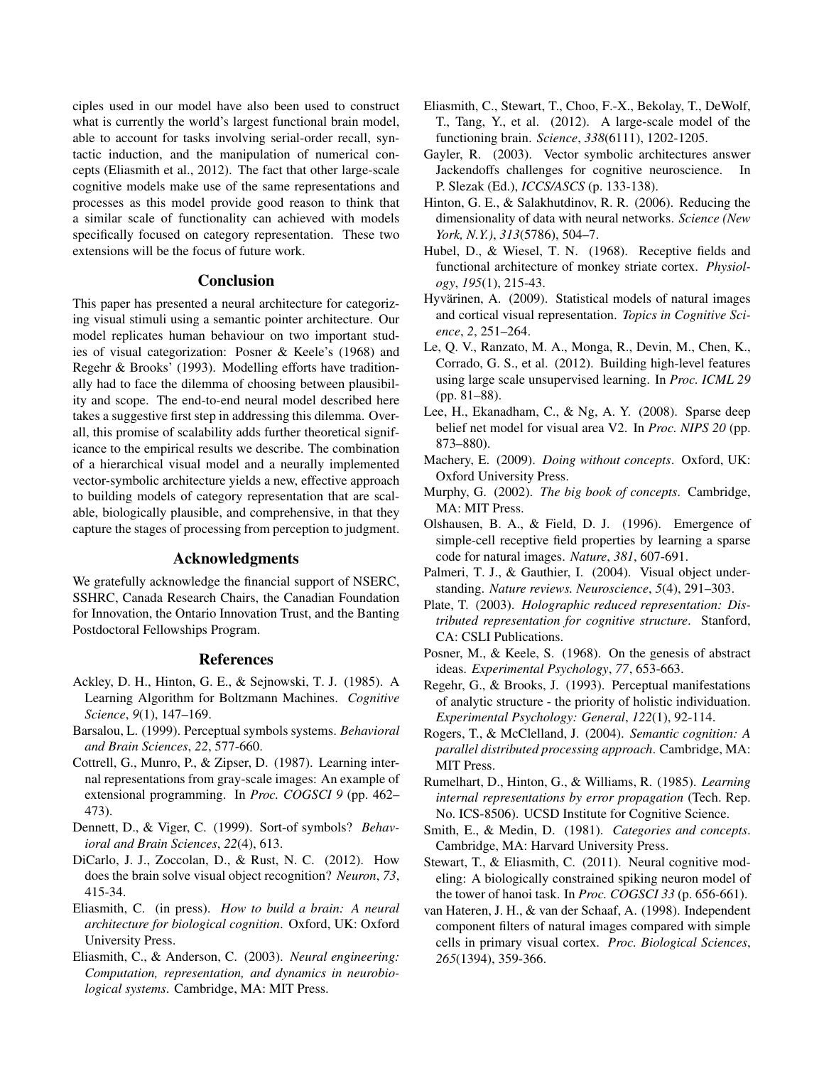ciples used in our model have also been used to construct what is currently the world's largest functional brain model, able to account for tasks involving serial-order recall, syntactic induction, and the manipulation of numerical concepts (Eliasmith et al., 2012). The fact that other large-scale cognitive models make use of the same representations and processes as this model provide good reason to think that a similar scale of functionality can achieved with models specifically focused on category representation. These two extensions will be the focus of future work.

## Conclusion

This paper has presented a neural architecture for categorizing visual stimuli using a semantic pointer architecture. Our model replicates human behaviour on two important studies of visual categorization: Posner & Keele's (1968) and Regehr & Brooks' (1993). Modelling efforts have traditionally had to face the dilemma of choosing between plausibility and scope. The end-to-end neural model described here takes a suggestive first step in addressing this dilemma. Overall, this promise of scalability adds further theoretical significance to the empirical results we describe. The combination of a hierarchical visual model and a neurally implemented vector-symbolic architecture yields a new, effective approach to building models of category representation that are scalable, biologically plausible, and comprehensive, in that they capture the stages of processing from perception to judgment.

## Acknowledgments

We gratefully acknowledge the financial support of NSERC, SSHRC, Canada Research Chairs, the Canadian Foundation for Innovation, the Ontario Innovation Trust, and the Banting Postdoctoral Fellowships Program.

## References

Ackley, D. H., Hinton, G. E., & Sejnowski, T. J. (1985). A Learning Algorithm for Boltzmann Machines. *Cognitive Science*, *9*(1), 147–169.

Barsalou, L. (1999). Perceptual symbols systems. *Behavioral and Brain Sciences*, *22*, 577-660.

Cottrell, G., Munro, P., & Zipser, D. (1987). Learning internal representations from gray-scale images: An example of extensional programming. In *Proc. COGSCI 9* (pp. 462–473).

Dennett, D., & Viger, C. (1999). Sort-of symbols? *Behavioral and Brain Sciences*, *22*(4), 613.

DiCarlo, J. J., Zoccolan, D., & Rust, N. C. (2012). How does the brain solve visual object recognition? *Neuron*, *73*, 415-34.

Eliasmith, C. (in press). *How to build a brain: A neural architecture for biological cognition*. Oxford, UK: Oxford University Press.

Eliasmith, C., & Anderson, C. (2003). *Neural engineering: Computation, representation, and dynamics in neurobiological systems*. Cambridge, MA: MIT Press.

Eliasmith, C., Stewart, T., Choo, F.-X., Bekolay, T., DeWolf, T., Tang, Y., et al. (2012). A large-scale model of the functioning brain. *Science*, *338*(6111), 1202-1205.

Gayler, R. (2003). Vector symbolic architectures answer Jackendoffs challenges for cognitive neuroscience. In P. Slezak (Ed.), *ICCS/ASCS* (p. 133-138).

Hinton, G. E., & Salakhutdinov, R. R. (2006). Reducing the dimensionality of data with neural networks. *Science (New York, N.Y.)*, *313*(5786), 504–7.

Hubel, D., & Wiesel, T. N. (1968). Receptive fields and functional architecture of monkey striate cortex. *Physiology*, *195*(1), 215-43.

Hyvärinen, A. (2009). Statistical models of natural images and cortical visual representation. *Topics in Cognitive Science*, *2*, 251–264.

Le, Q. V., Ranzato, M. A., Monga, R., Devin, M., Chen, K., Corrado, G. S., et al. (2012). Building high-level features using large scale unsupervised learning. In *Proc. ICML 29* (pp. 81–88).

Lee, H., Ekanadham, C., & Ng, A. Y. (2008). Sparse deep belief net model for visual area V2. In *Proc. NIPS 20* (pp. 873–880).

Machery, E. (2009). *Doing without concepts*. Oxford, UK: Oxford University Press.

Murphy, G. (2002). *The big book of concepts*. Cambridge, MA: MIT Press.

Olshausen, B. A., & Field, D. J. (1996). Emergence of simple-cell receptive field properties by learning a sparse code for natural images. *Nature*, *381*, 607-691.

Palmeri, T. J., & Gauthier, I. (2004). Visual object understanding. *Nature reviews. Neuroscience*, *5*(4), 291–303.

Plate, T. (2003). *Holographic reduced representation: Distributed representation for cognitive structure*. Stanford, CA: CSLI Publications.

Posner, M., & Keele, S. (1968). On the genesis of abstract ideas. *Experimental Psychology*, *77*, 653-663.

Regehr, G., & Brooks, J. (1993). Perceptual manifestations of analytic structure - the priority of holistic individuation. *Experimental Psychology: General*, *122*(1), 92-114.

Rogers, T., & McClelland, J. (2004). *Semantic cognition: A parallel distributed processing approach*. Cambridge, MA: MIT Press.

Rumelhart, D., Hinton, G., & Williams, R. (1985). *Learning internal representations by error propagation* (Tech. Rep. No. ICS-8506). UCSD Institute for Cognitive Science.

Smith, E., & Medin, D. (1981). *Categories and concepts*. Cambridge, MA: Harvard University Press.

Stewart, T., & Eliasmith, C. (2011). Neural cognitive modeling: A biologically constrained spiking neuron model of the tower of hanoi task. In *Proc. COGSCI 33* (p. 656-661).

van Hateren, J. H., & van der Schaaf, A. (1998). Independent component filters of natural images compared with simple cells in primary visual cortex. *Proc. Biological Sciences*, *265*(1394), 359-366.